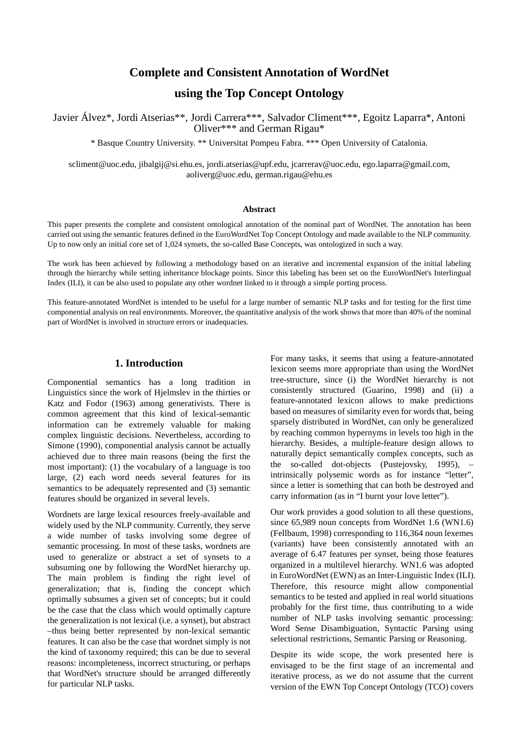# Complete and Consistent Annotation of WordNet using the Top Concept Ontology

Javier Álvez*, Jordi Atserias**, Jordi Carrera***, Salvador Climent***, Egoitz Laparra*, Antoni Oliver*** and German Rigau*

\* Basque Country University. ** Universitat Pompeu Fabra. *** Open University of Catalonia.

scliment@uoc.edu, jibalgij@si.ehu.es, jordi.atserias@upf.edu, jcarrerav@uoc.edu, ego.laparra@gmail.com, aoliverg@uoc.edu, german.rigau@ehu.es

### Abstract

This paper presents the complete and consistent ontological annotation of the nominal part of WordNet. The annotation has been carried out using the semantic features defined in the EuroWordNet Top Concept Ontology and made available to the NLP community. Up to now only an initial core set of 1,024 synsets, the so-called Base Concepts, was ontologized in such a way.

The work has been achieved by following a methodology based on an iterative and incremental expansion of the initial labeling through the hierarchy while setting inheritance blockage points. Since this labeling has been set on the EuroWordNet's Interlingual Index (ILI), it can be also used to populate any other wordnet linked to it through a simple porting process.

This feature-annotated WordNet is intended to be useful for a large number of semantic NLP tasks and for testing for the first time componential analysis on real environments. Moreover, the quantitative analysis of the work shows that more than 40% of the nominal part of WordNet is involved in structure errors or inadequacies.

## 1. Introduction

Componential semantics has a long tradition in Linguistics since the work of Hjelmslev in the thirties or Katz and Fodor (1963) among generativists. There is common agreement that this kind of lexical-semantic information can be extremely valuable for making complex linguistic decisions. Nevertheless, according to Simone (1990), componential analysis cannot be actually achieved due to three main reasons (being the first the most important): (1) the vocabulary of a language is too large, (2) each word needs several features for its semantics to be adequately represented and (3) semantic features should be organized in several levels.

Wordnets are large lexical resources freely-available and widely used by the NLP community. Currently, they serve a wide number of tasks involving some degree of semantic processing. In most of these tasks, wordnets are used to generalize or abstract a set of synsets to a subsuming one by following the WordNet hierarchy up. The main problem is finding the right level of generalization; that is, finding the concept which optimally subsumes a given set of concepts; but it could be the case that the class which would optimally capture the generalization is not lexical (i.e. a synset), but abstract –thus being better represented by non-lexical semantic features. It can also be the case that wordnet simply is not the kind of taxonomy required; this can be due to several reasons: incompleteness, incorrect structuring, or perhaps that WordNet's structure should be arranged differently for particular NLP tasks.

For many tasks, it seems that using a feature-annotated lexicon seems more appropriate than using the WordNet tree-structure, since (i) the WordNet hierarchy is not consistently structured (Guarino, 1998) and (ii) a feature-annotated lexicon allows to make predictions based on measures of similarity even for words that, being sparsely distributed in WordNet, can only be generalized by reaching common hypernyms in levels too high in the hierarchy. Besides, a multiple-feature design allows to naturally depict semantically complex concepts, such as the so-called dot-objects (Pustejovsky, 1995), –intrinsically polysemic words as for instance "letter", since a letter is something that can both be destroyed and carry information (as in "I burnt your love letter").

Our work provides a good solution to all these questions, since 65,989 noun concepts from WordNet 1.6 (WN1.6) (Fellbaum, 1998) corresponding to 116,364 noun lexemes (variants) have been consistently annotated with an average of 6.47 features per synset, being those features organized in a multilevel hierarchy. WN1.6 was adopted in EuroWordNet (EWN) as an Inter-Linguistic Index (ILI). Therefore, this resource might allow componential semantics to be tested and applied in real world situations probably for the first time, thus contributing to a wide number of NLP tasks involving semantic processing: Word Sense Disambiguation, Syntactic Parsing using selectional restrictions, Semantic Parsing or Reasoning.

Despite its wide scope, the work presented here is envisaged to be the first stage of an incremental and iterative process, as we do not assume that the current version of the EWN Top Concept Ontology (TCO) covers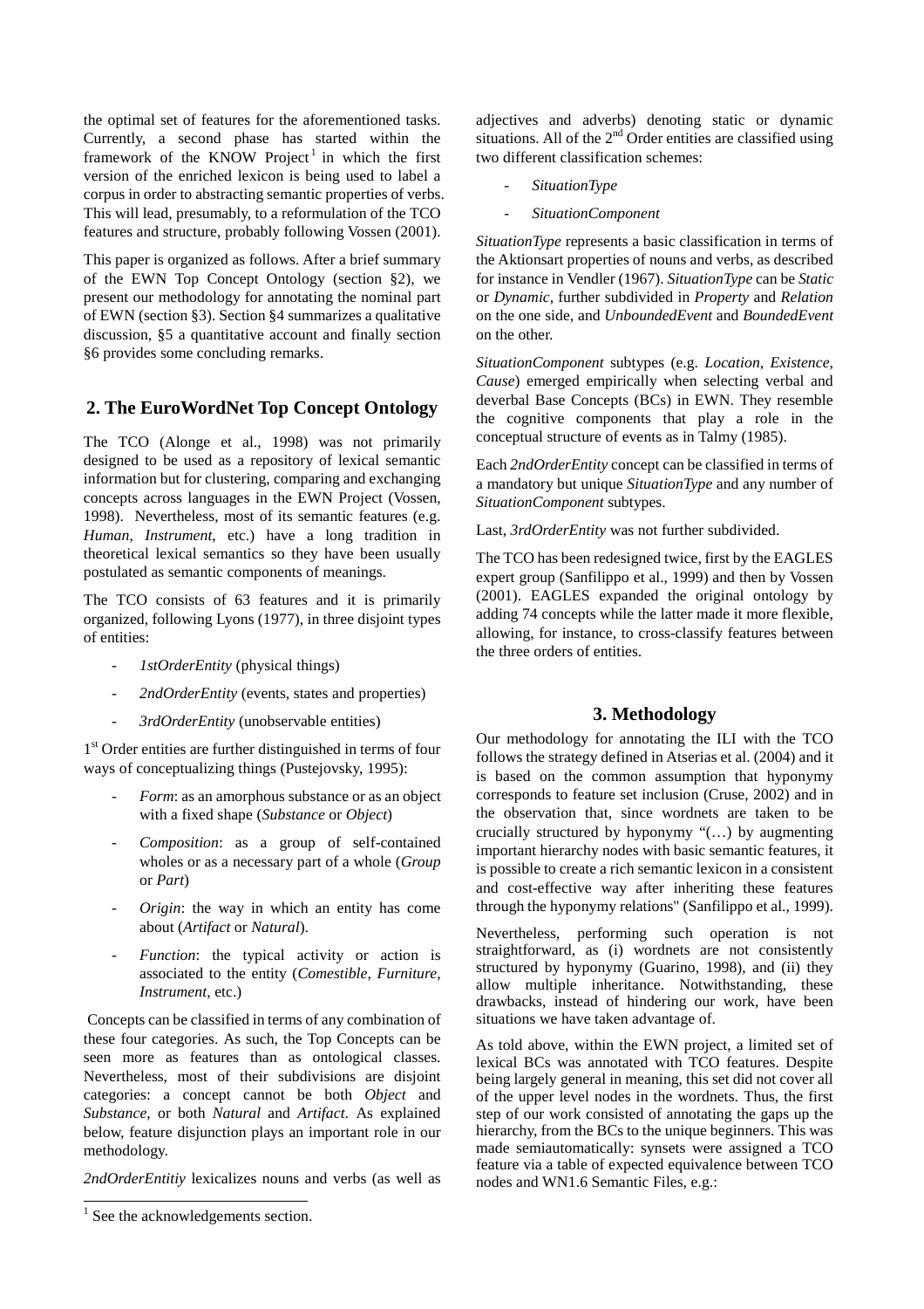the optimal set of features for the aforementioned tasks. Currently, a second phase has started within the framework of the KNOW Project[1] in which the first version of the enriched lexicon is being used to label a corpus in order to abstracting semantic properties of verbs. This will lead, presumably, to a reformulation of the TCO features and structure, probably following Vossen (2001).

This paper is organized as follows. After a brief summary of the EWN Top Concept Ontology (section §2), we present our methodology for annotating the nominal part of EWN (section §3). Section §4 summarizes a qualitative discussion, §5 a quantitative account and finally section §6 provides some concluding remarks.

## 2. The EuroWordNet Top Concept Ontology

The TCO (Alonge et al., 1998) was not primarily designed to be used as a repository of lexical semantic information but for clustering, comparing and exchanging concepts across languages in the EWN Project (Vossen, 1998). Nevertheless, most of its semantic features (e.g. *Human*, *Instrument*, etc.) have a long tradition in theoretical lexical semantics so they have been usually postulated as semantic components of meanings.

The TCO consists of 63 features and it is primarily organized, following Lyons (1977), in three disjoint types of entities:

- *1stOrderEntity* (physical things)
- *2ndOrderEntity* (events, states and properties)
- *3rdOrderEntity* (unobservable entities)

1st Order entities are further distinguished in terms of four ways of conceptualizing things (Pustejovsky, 1995):

- *Form*: as an amorphous substance or as an object with a fixed shape (*Substance* or *Object*)
- *Composition*: as a group of self-contained wholes or as a necessary part of a whole (*Group* or *Part*)
- *Origin*: the way in which an entity has come about (*Artifact* or *Natural*).
- *Function*: the typical activity or action is associated to the entity (*Comestible*, *Furniture*, *Instrument*, etc.)

Concepts can be classified in terms of any combination of these four categories. As such, the Top Concepts can be seen more as features than as ontological classes. Nevertheless, most of their subdivisions are disjoint categories: a concept cannot be both *Object* and *Substance*, or both *Natural* and *Artifact*. As explained below, feature disjunction plays an important role in our methodology.

*2ndOrderEntitiy* lexicalizes nouns and verbs (as well as adjectives and adverbs) denoting static or dynamic situations. All of the 2nd Order entities are classified using two different classification schemes:

- *SituationType*
- *SituationComponent*

*SituationType* represents a basic classification in terms of the Aktionsart properties of nouns and verbs, as described for instance in Vendler (1967). *SituationType* can be *Static* or *Dynamic*, further subdivided in *Property* and *Relation* on the one side, and *UnboundedEvent* and *BoundedEvent* on the other.

*SituationComponent* subtypes (e.g. *Location*, *Existence*, *Cause*) emerged empirically when selecting verbal and deverbal Base Concepts (BCs) in EWN. They resemble the cognitive components that play a role in the conceptual structure of events as in Talmy (1985).

Each *2ndOrderEntity* concept can be classified in terms of a mandatory but unique *SituationType* and any number of *SituationComponent* subtypes.

Last, *3rdOrderEntity* was not further subdivided.

The TCO has been redesigned twice, first by the EAGLES expert group (Sanfilippo et al., 1999) and then by Vossen (2001). EAGLES expanded the original ontology by adding 74 concepts while the latter made it more flexible, allowing, for instance, to cross-classify features between the three orders of entities.

## 3. Methodology

Our methodology for annotating the ILI with the TCO follows the strategy defined in Atserias et al. (2004) and it is based on the common assumption that hyponymy corresponds to feature set inclusion (Cruse, 2002) and in the observation that, since wordnets are taken to be crucially structured by hyponymy "(…) by augmenting important hierarchy nodes with basic semantic features, it is possible to create a rich semantic lexicon in a consistent and cost-effective way after inheriting these features through the hyponymy relations" (Sanfilippo et al., 1999).

Nevertheless, performing such operation is not straightforward, as (i) wordnets are not consistently structured by hyponymy (Guarino, 1998), and (ii) they allow multiple inheritance. Notwithstanding, these drawbacks, instead of hindering our work, have been situations we have taken advantage of.

As told above, within the EWN project, a limited set of lexical BCs was annotated with TCO features. Despite being largely general in meaning, this set did not cover all of the upper level nodes in the wordnets. Thus, the first step of our work consisted of annotating the gaps up the hierarchy, from the BCs to the unique beginners. This was made semiautomatically: synsets were assigned a TCO feature via a table of expected equivalence between TCO nodes and WN1.6 Semantic Files, e.g.:

[1] See the acknowledgements section.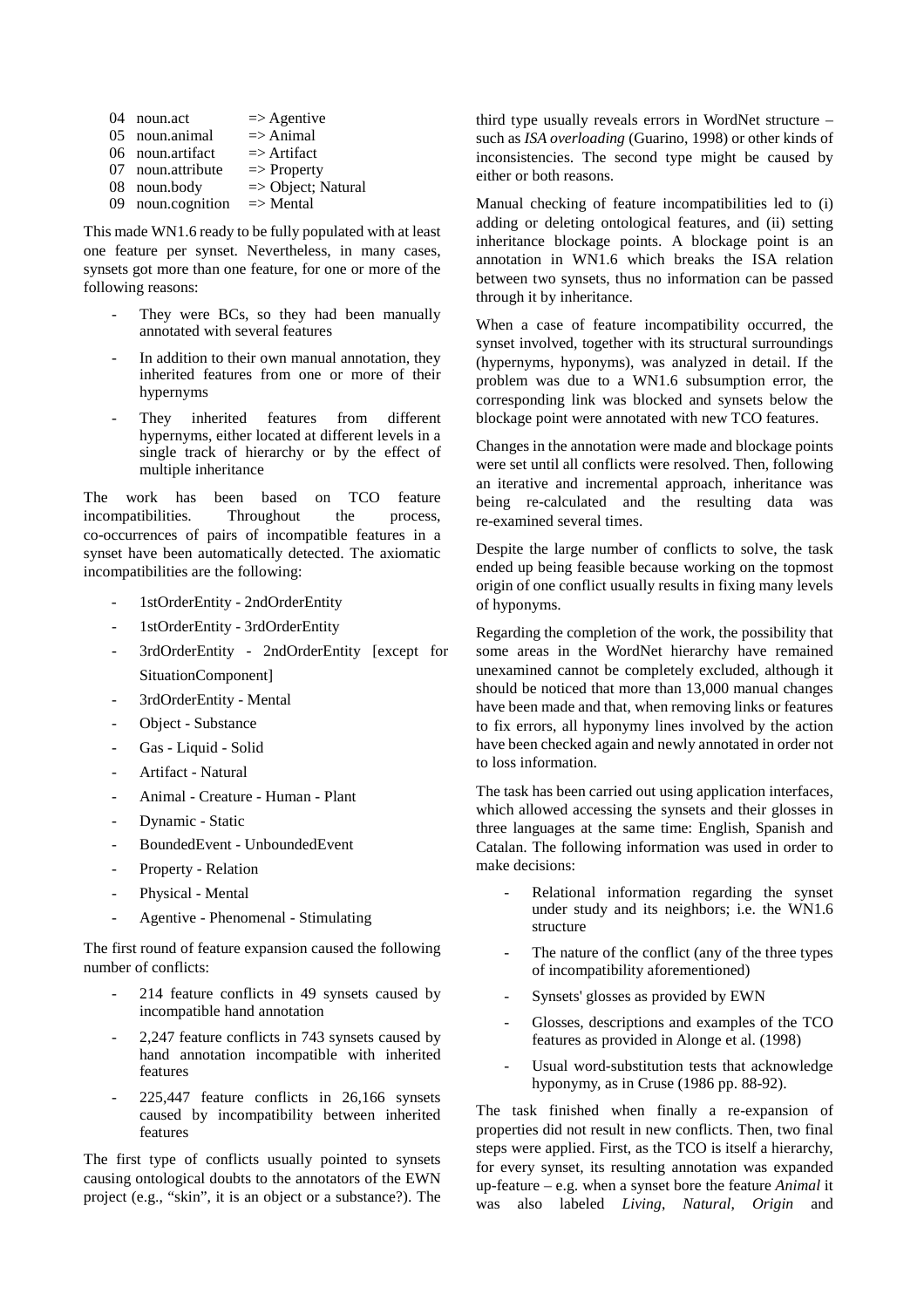| | | |
|---|---|---|
| 04 | noun.act | => Agentive |
| 05 | noun.animal | => Animal |
| 06 | noun.artifact | => Artifact |
| 07 | noun.attribute | => Property |
| 08 | noun.body | => Object; Natural |
| 09 | noun.cognition | => Mental |

This made WN1.6 ready to be fully populated with at least one feature per synset. Nevertheless, in many cases, synsets got more than one feature, for one or more of the following reasons:

- They were BCs, so they had been manually annotated with several features
- In addition to their own manual annotation, they inherited features from one or more of their hypernyms
- They inherited features from different hypernyms, either located at different levels in a single track of hierarchy or by the effect of multiple inheritance

The work has been based on TCO feature incompatibilities. Throughout the process, co-occurrences of pairs of incompatible features in a synset have been automatically detected. The axiomatic incompatibilities are the following:

- 1stOrderEntity - 2ndOrderEntity
- 1stOrderEntity - 3rdOrderEntity
- 3rdOrderEntity - 2ndOrderEntity [except for SituationComponent]
- 3rdOrderEntity - Mental
- Object - Substance
- Gas - Liquid - Solid
- Artifact - Natural
- Animal - Creature - Human - Plant
- Dynamic - Static
- BoundedEvent - UnboundedEvent
- Property - Relation
- Physical - Mental
- Agentive - Phenomenal - Stimulating

The first round of feature expansion caused the following number of conflicts:

- 214 feature conflicts in 49 synsets caused by incompatible hand annotation
- 2,247 feature conflicts in 743 synsets caused by hand annotation incompatible with inherited features
- 225,447 feature conflicts in 26,166 synsets caused by incompatibility between inherited features

The first type of conflicts usually pointed to synsets causing ontological doubts to the annotators of the EWN project (e.g., “skin”, it is an object or a substance?). The third type usually reveals errors in WordNet structure – such as *ISA overloading* (Guarino, 1998) or other kinds of inconsistencies. The second type might be caused by either or both reasons.

Manual checking of feature incompatibilities led to (i) adding or deleting ontological features, and (ii) setting inheritance blockage points. A blockage point is an annotation in WN1.6 which breaks the ISA relation between two synsets, thus no information can be passed through it by inheritance.

When a case of feature incompatibility occurred, the synset involved, together with its structural surroundings (hypernyms, hyponyms), was analyzed in detail. If the problem was due to a WN1.6 subsumption error, the corresponding link was blocked and synsets below the blockage point were annotated with new TCO features.

Changes in the annotation were made and blockage points were set until all conflicts were resolved. Then, following an iterative and incremental approach, inheritance was being re-calculated and the resulting data was re-examined several times.

Despite the large number of conflicts to solve, the task ended up being feasible because working on the topmost origin of one conflict usually results in fixing many levels of hyponyms.

Regarding the completion of the work, the possibility that some areas in the WordNet hierarchy have remained unexamined cannot be completely excluded, although it should be noticed that more than 13,000 manual changes have been made and that, when removing links or features to fix errors, all hyponymy lines involved by the action have been checked again and newly annotated in order not to loss information.

The task has been carried out using application interfaces, which allowed accessing the synsets and their glosses in three languages at the same time: English, Spanish and Catalan. The following information was used in order to make decisions:

- Relational information regarding the synset under study and its neighbors; i.e. the WN1.6 structure
- The nature of the conflict (any of the three types of incompatibility aforementioned)
- Synsets' glosses as provided by EWN
- Glosses, descriptions and examples of the TCO features as provided in Alonge et al. (1998)
- Usual word-substitution tests that acknowledge hyponymy, as in Cruse (1986 pp. 88-92).

The task finished when finally a re-expansion of properties did not result in new conflicts. Then, two final steps were applied. First, as the TCO is itself a hierarchy, for every synset, its resulting annotation was expanded up-feature – e.g. when a synset bore the feature *Animal* it was also labeled *Living*, *Natural*, *Origin* and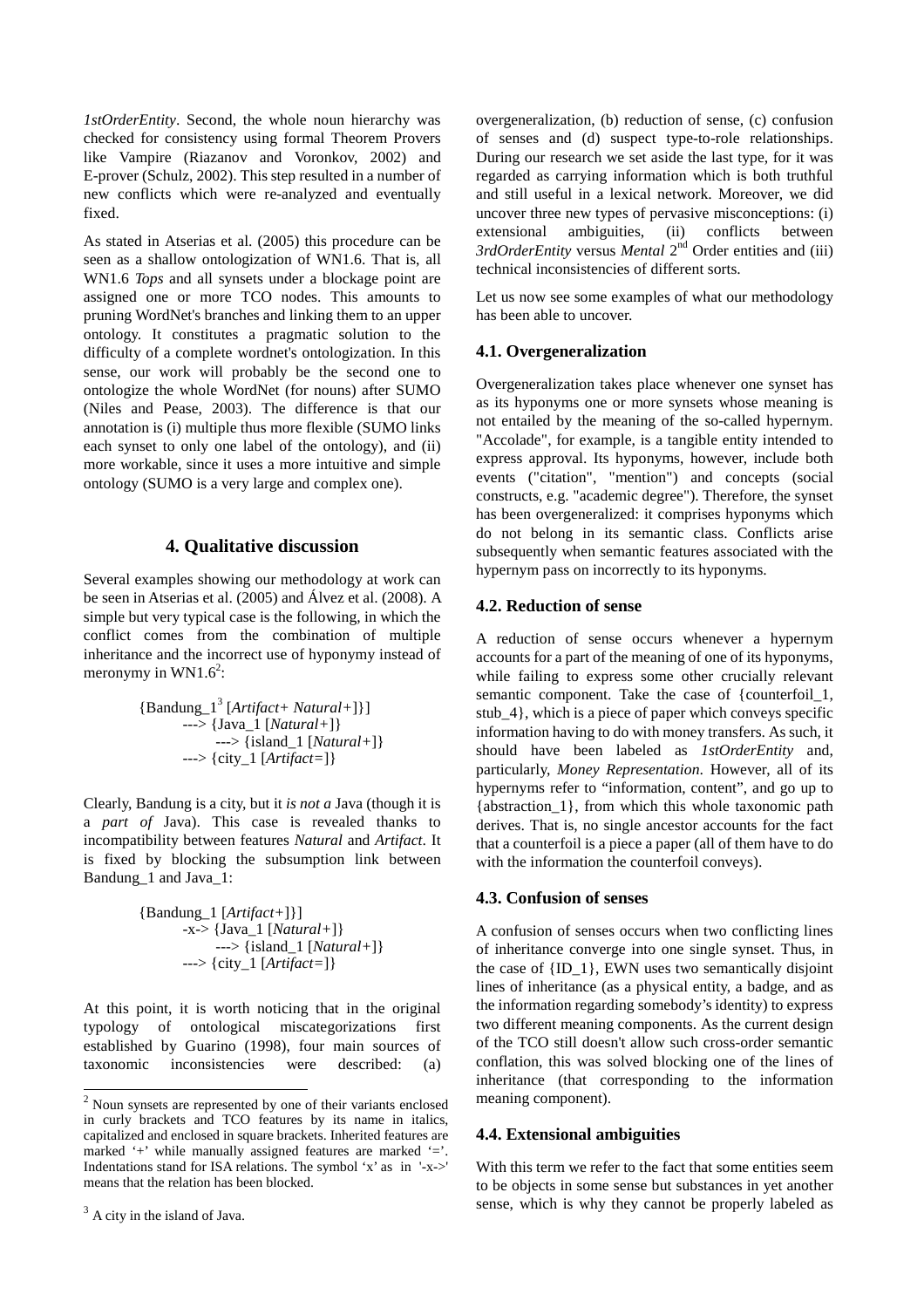*1stOrderEntity*. Second, the whole noun hierarchy was checked for consistency using formal Theorem Provers like Vampire (Riazanov and Voronkov, 2002) and E-prover (Schulz, 2002). This step resulted in a number of new conflicts which were re-analyzed and eventually fixed.

As stated in Atserias et al. (2005) this procedure can be seen as a shallow ontologization of WN1.6. That is, all WN1.6 *Tops* and all synsets under a blockage point are assigned one or more TCO nodes. This amounts to pruning WordNet's branches and linking them to an upper ontology. It constitutes a pragmatic solution to the difficulty of a complete wordnet's ontologization. In this sense, our work will probably be the second one to ontologize the whole WordNet (for nouns) after SUMO (Niles and Pease, 2003). The difference is that our annotation is (i) multiple thus more flexible (SUMO links each synset to only one label of the ontology), and (ii) more workable, since it uses a more intuitive and simple ontology (SUMO is a very large and complex one).

## 4. Qualitative discussion

Several examples showing our methodology at work can be seen in Atserias et al. (2005) and Álvez et al. (2008). A simple but very typical case is the following, in which the conflict comes from the combination of multiple inheritance and the incorrect use of hyponymy instead of meronymy in WN1.6[2]:

```
{Bandung_1[3] [Artifact+ Natural+]}]
      ---> {Java_1 [Natural+]}
            ---> {island_1 [Natural+]}
      ---> {city_1 [Artifact=]}
```

Clearly, Bandung is a city, but it *is not a* Java (though it is a *part of* Java). This case is revealed thanks to incompatibility between features *Natural* and *Artifact*. It is fixed by blocking the subsumption link between Bandung_1 and Java_1:

```
{Bandung_1 [Artifact+]}]
      -x-> {Java_1 [Natural+]}
            ---> {island_1 [Natural+]}
      ---> {city_1 [Artifact=]}
```

At this point, it is worth noticing that in the original typology of ontological miscategorizations first established by Guarino (1998), four main sources of taxonomic inconsistencies were described: (a) overgeneralization, (b) reduction of sense, (c) confusion of senses and (d) suspect type-to-role relationships. During our research we set aside the last type, for it was regarded as carrying information which is both truthful and still useful in a lexical network. Moreover, we did uncover three new types of pervasive misconceptions: (i) extensional ambiguities, (ii) conflicts between *3rdOrderEntity* versus *Mental* 2nd Order entities and (iii) technical inconsistencies of different sorts.

Let us now see some examples of what our methodology has been able to uncover.

### 4.1. Overgeneralization

Overgeneralization takes place whenever one synset has as its hyponyms one or more synsets whose meaning is not entailed by the meaning of the so-called hypernym. "Accolade", for example, is a tangible entity intended to express approval. Its hyponyms, however, include both events ("citation", "mention") and concepts (social constructs, e.g. "academic degree"). Therefore, the synset has been overgeneralized: it comprises hyponyms which do not belong in its semantic class. Conflicts arise subsequently when semantic features associated with the hypernym pass on incorrectly to its hyponyms.

### 4.2. Reduction of sense

A reduction of sense occurs whenever a hypernym accounts for a part of the meaning of one of its hyponyms, while failing to express some other crucially relevant semantic component. Take the case of {counterfoil_1, stub_4}, which is a piece of paper which conveys specific information having to do with money transfers. As such, it should have been labeled as *1stOrderEntity* and, particularly, *Money Representation*. However, all of its hypernyms refer to "information, content", and go up to {abstraction_1}, from which this whole taxonomic path derives. That is, no single ancestor accounts for the fact that a counterfoil is a piece a paper (all of them have to do with the information the counterfoil conveys).

### 4.3. Confusion of senses

A confusion of senses occurs when two conflicting lines of inheritance converge into one single synset. Thus, in the case of {ID_1}, EWN uses two semantically disjoint lines of inheritance (as a physical entity, a badge, and as the information regarding somebody's identity) to express two different meaning components. As the current design of the TCO still doesn't allow such cross-order semantic conflation, this was solved blocking one of the lines of inheritance (that corresponding to the information meaning component).

### 4.4. Extensional ambiguities

With this term we refer to the fact that some entities seem to be objects in some sense but substances in yet another sense, which is why they cannot be properly labeled as

---

[2] Noun synsets are represented by one of their variants enclosed in curly brackets and TCO features by its name in italics, capitalized and enclosed in square brackets. Inherited features are marked '+' while manually assigned features are marked '='. Indentations stand for ISA relations. The symbol 'x' as in '-x->' means that the relation has been blocked.

[3] A city in the island of Java.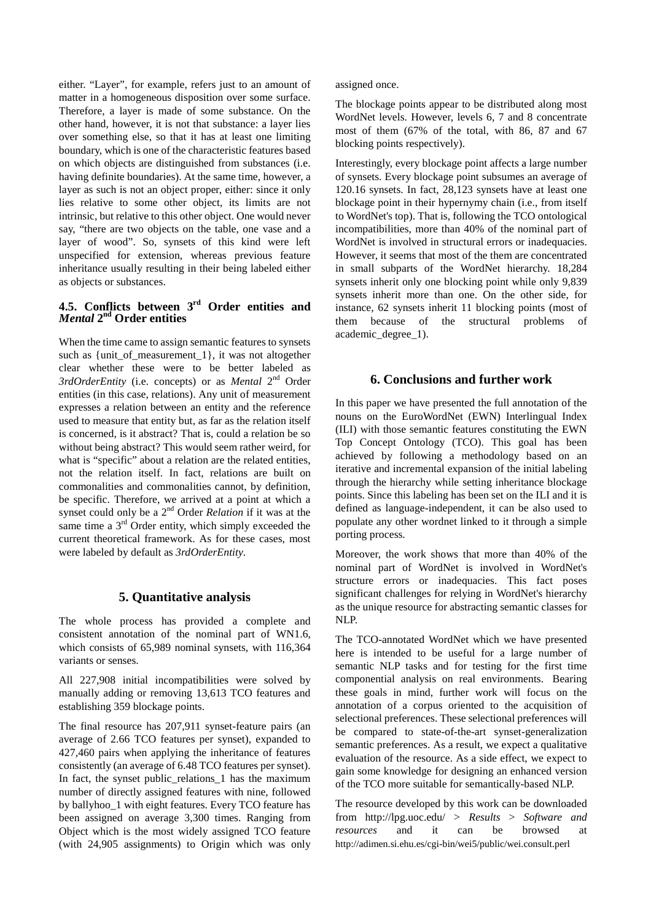either. "Layer", for example, refers just to an amount of matter in a homogeneous disposition over some surface. Therefore, a layer is made of some substance. On the other hand, however, it is not that substance: a layer lies over something else, so that it has at least one limiting boundary, which is one of the characteristic features based on which objects are distinguished from substances (i.e. having definite boundaries). At the same time, however, a layer as such is not an object proper, either: since it only lies relative to some other object, its limits are not intrinsic, but relative to this other object. One would never say, "there are two objects on the table, one vase and a layer of wood". So, synsets of this kind were left unspecified for extension, whereas previous feature inheritance usually resulting in their being labeled either as objects or substances.

### 4.5. Conflicts between 3rd Order entities and *Mental* 2nd Order entities

When the time came to assign semantic features to synsets such as {unit_of_measurement_1}, it was not altogether clear whether these were to be better labeled as *3rdOrderEntity* (i.e. concepts) or as *Mental* 2nd Order entities (in this case, relations). Any unit of measurement expresses a relation between an entity and the reference used to measure that entity but, as far as the relation itself is concerned, is it abstract? That is, could a relation be so without being abstract? This would seem rather weird, for what is "specific" about a relation are the related entities, not the relation itself. In fact, relations are built on commonalities and commonalities cannot, by definition, be specific. Therefore, we arrived at a point at which a synset could only be a 2nd Order *Relation* if it was at the same time a 3rd Order entity, which simply exceeded the current theoretical framework. As for these cases, most were labeled by default as *3rdOrderEntity*.

## 5. Quantitative analysis

The whole process has provided a complete and consistent annotation of the nominal part of WN1.6, which consists of 65,989 nominal synsets, with 116,364 variants or senses.

All 227,908 initial incompatibilities were solved by manually adding or removing 13,613 TCO features and establishing 359 blockage points.

The final resource has 207,911 synset-feature pairs (an average of 2.66 TCO features per synset), expanded to 427,460 pairs when applying the inheritance of features consistently (an average of 6.48 TCO features per synset). In fact, the synset public_relations_1 has the maximum number of directly assigned features with nine, followed by ballyhoo_1 with eight features. Every TCO feature has been assigned on average 3,300 times. Ranging from Object which is the most widely assigned TCO feature (with 24,905 assignments) to Origin which was only assigned once.

The blockage points appear to be distributed along most WordNet levels. However, levels 6, 7 and 8 concentrate most of them (67% of the total, with 86, 87 and 67 blocking points respectively).

Interestingly, every blockage point affects a large number of synsets. Every blockage point subsumes an average of 120.16 synsets. In fact, 28,123 synsets have at least one blockage point in their hypernymy chain (i.e., from itself to WordNet's top). That is, following the TCO ontological incompatibilities, more than 40% of the nominal part of WordNet is involved in structural errors or inadequacies. However, it seems that most of the them are concentrated in small subparts of the WordNet hierarchy. 18,284 synsets inherit only one blocking point while only 9,839 synsets inherit more than one. On the other side, for instance, 62 synsets inherit 11 blocking points (most of them because of the structural problems of academic_degree_1).

## 6. Conclusions and further work

In this paper we have presented the full annotation of the nouns on the EuroWordNet (EWN) Interlingual Index (ILI) with those semantic features constituting the EWN Top Concept Ontology (TCO). This goal has been achieved by following a methodology based on an iterative and incremental expansion of the initial labeling through the hierarchy while setting inheritance blockage points. Since this labeling has been set on the ILI and it is defined as language-independent, it can be also used to populate any other wordnet linked to it through a simple porting process.

Moreover, the work shows that more than 40% of the nominal part of WordNet is involved in WordNet's structure errors or inadequacies. This fact poses significant challenges for relying in WordNet's hierarchy as the unique resource for abstracting semantic classes for NLP.

The TCO-annotated WordNet which we have presented here is intended to be useful for a large number of semantic NLP tasks and for testing for the first time componential analysis on real environments. Bearing these goals in mind, further work will focus on the annotation of a corpus oriented to the acquisition of selectional preferences. These selectional preferences will be compared to state-of-the-art synset-generalization semantic preferences. As a result, we expect a qualitative evaluation of the resource. As a side effect, we expect to gain some knowledge for designing an enhanced version of the TCO more suitable for semantically-based NLP.

The resource developed by this work can be downloaded from http://lpg.uoc.edu/ > *Results* > *Software and resources* and it can be browsed at http://adimen.si.ehu.es/cgi-bin/wei5/public/wei.consult.perl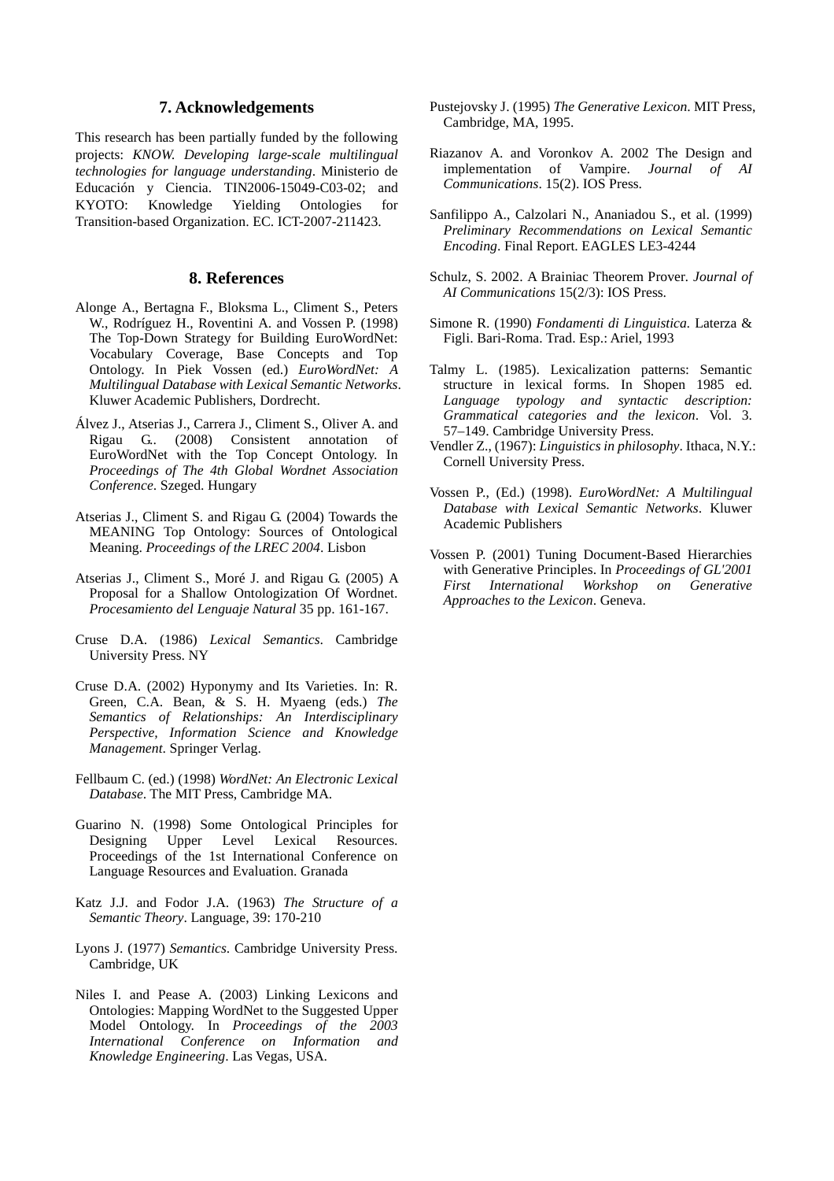## 7. Acknowledgements

This research has been partially funded by the following projects: *KNOW. Developing large-scale multilingual technologies for language understanding*. Ministerio de Educación y Ciencia. TIN2006-15049-C03-02; and KYOTO: Knowledge Yielding Ontologies for Transition-based Organization. EC. ICT-2007-211423.

## 8. References

Alonge A., Bertagna F., Bloksma L., Climent S., Peters W., Rodríguez H., Roventini A. and Vossen P. (1998) The Top-Down Strategy for Building EuroWordNet: Vocabulary Coverage, Base Concepts and Top Ontology. In Piek Vossen (ed.) *EuroWordNet: A Multilingual Database with Lexical Semantic Networks*. Kluwer Academic Publishers, Dordrecht.

Álvez J., Atserias J., Carrera J., Climent S., Oliver A. and Rigau G.. (2008) Consistent annotation of EuroWordNet with the Top Concept Ontology. In *Proceedings of The 4th Global Wordnet Association Conference*. Szeged. Hungary

Atserias J., Climent S. and Rigau G. (2004) Towards the MEANING Top Ontology: Sources of Ontological Meaning. *Proceedings of the LREC 2004*. Lisbon

Atserias J., Climent S., Moré J. and Rigau G. (2005) A Proposal for a Shallow Ontologization Of Wordnet. *Procesamiento del Lenguaje Natural* 35 pp. 161-167.

Cruse D.A. (1986) *Lexical Semantics*. Cambridge University Press. NY

Cruse D.A. (2002) Hyponymy and Its Varieties. In: R. Green, C.A. Bean, & S. H. Myaeng (eds.) *The Semantics of Relationships: An Interdisciplinary Perspective, Information Science and Knowledge Management*. Springer Verlag.

Fellbaum C. (ed.) (1998) *WordNet: An Electronic Lexical Database*. The MIT Press, Cambridge MA.

Guarino N. (1998) Some Ontological Principles for Designing Upper Level Lexical Resources. Proceedings of the 1st International Conference on Language Resources and Evaluation. Granada

Katz J.J. and Fodor J.A. (1963) *The Structure of a Semantic Theory*. Language, 39: 170-210

Lyons J. (1977) *Semantics*. Cambridge University Press. Cambridge, UK

Niles I. and Pease A. (2003) Linking Lexicons and Ontologies: Mapping WordNet to the Suggested Upper Model Ontology. In *Proceedings of the 2003 International Conference on Information and Knowledge Engineering*. Las Vegas, USA.

Pustejovsky J. (1995) *The Generative Lexicon*. MIT Press, Cambridge, MA, 1995.

Riazanov A. and Voronkov A. 2002 The Design and implementation of Vampire. *Journal of AI Communications*. 15(2). IOS Press.

Sanfilippo A., Calzolari N., Ananiadou S., et al. (1999) *Preliminary Recommendations on Lexical Semantic Encoding*. Final Report. EAGLES LE3-4244

Schulz, S. 2002. A Brainiac Theorem Prover. *Journal of AI Communications* 15(2/3): IOS Press.

Simone R. (1990) *Fondamenti di Linguistica.* Laterza & Figli. Bari-Roma. Trad. Esp.: Ariel, 1993

Talmy L. (1985). Lexicalization patterns: Semantic structure in lexical forms. In Shopen 1985 ed. *Language typology and syntactic description: Grammatical categories and the lexicon*. Vol. 3. 57–149. Cambridge University Press.

Vendler Z., (1967): *Linguistics in philosophy*. Ithaca, N.Y.: Cornell University Press.

Vossen P., (Ed.) (1998). *EuroWordNet: A Multilingual Database with Lexical Semantic Networks*. Kluwer Academic Publishers

Vossen P. (2001) Tuning Document-Based Hierarchies with Generative Principles. In *Proceedings of GL'2001 First International Workshop on Generative Approaches to the Lexicon*. Geneva.